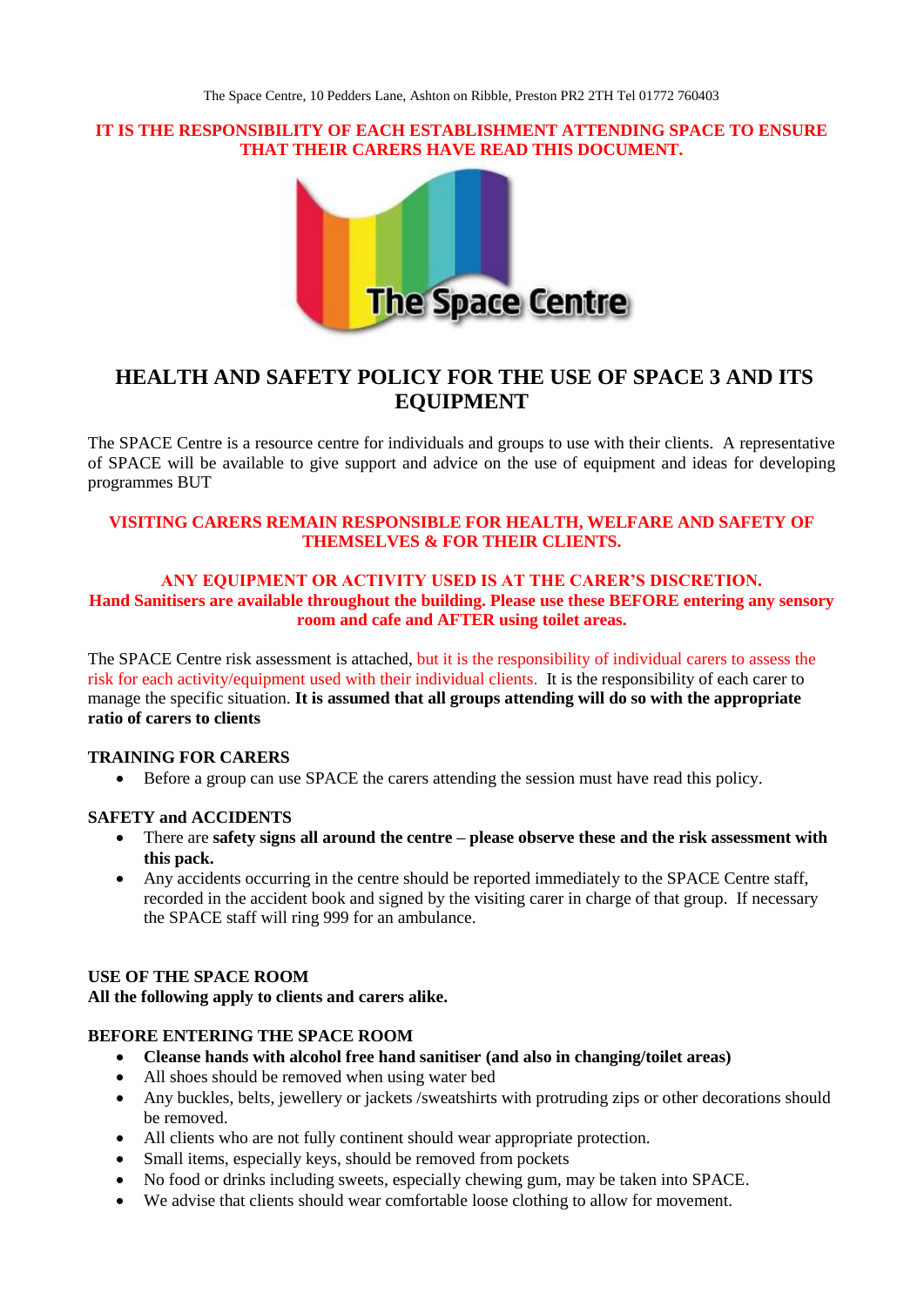The Space Centre, 10 Pedders Lane, Ashton on Ribble, Preston PR2 2TH Tel 01772 760403

**IT IS THE RESPONSIBILITY OF EACH ESTABLISHMENT ATTENDING SPACE TO ENSURE THAT THEIR CARERS HAVE READ THIS DOCUMENT.**

The Space Centre

# HEALTH AND SAFETY POLICY FOR THE USE OF SPACE 3 AND ITS EQUIPMENT

The SPACE Centre is a resource centre for individuals and groups to use with their clients. A representative of SPACE will be available to give support and advice on the use of equipment and ideas for developing programmes BUT

**VISITING CARERS REMAIN RESPONSIBLE FOR HEALTH, WELFARE AND SAFETY OF THEMSELVES & FOR THEIR CLIENTS.**

**ANY EQUIPMENT OR ACTIVITY USED IS AT THE CARER'S DISCRETION.**
**Hand Sanitisers are available throughout the building. Please use these BEFORE entering any sensory room and cafe and AFTER using toilet areas.**

The SPACE Centre risk assessment is attached, but it is the responsibility of individual carers to assess the risk for each activity/equipment used with their individual clients. It is the responsibility of each carer to manage the specific situation. **It is assumed that all groups attending will do so with the appropriate ratio of carers to clients**

## TRAINING FOR CARERS

- Before a group can use SPACE the carers attending the session must have read this policy.

## SAFETY and ACCIDENTS

- There are **safety signs all around the centre – please observe these and the risk assessment with this pack.**
- Any accidents occurring in the centre should be reported immediately to the SPACE Centre staff, recorded in the accident book and signed by the visiting carer in charge of that group. If necessary the SPACE staff will ring 999 for an ambulance.

## USE OF THE SPACE ROOM

**All the following apply to clients and carers alike.**

## BEFORE ENTERING THE SPACE ROOM

- **Cleanse hands with alcohol free hand sanitiser (and also in changing/toilet areas)**
- All shoes should be removed when using water bed
- Any buckles, belts, jewellery or jackets /sweatshirts with protruding zips or other decorations should be removed.
- All clients who are not fully continent should wear appropriate protection.
- Small items, especially keys, should be removed from pockets
- No food or drinks including sweets, especially chewing gum, may be taken into SPACE.
- We advise that clients should wear comfortable loose clothing to allow for movement.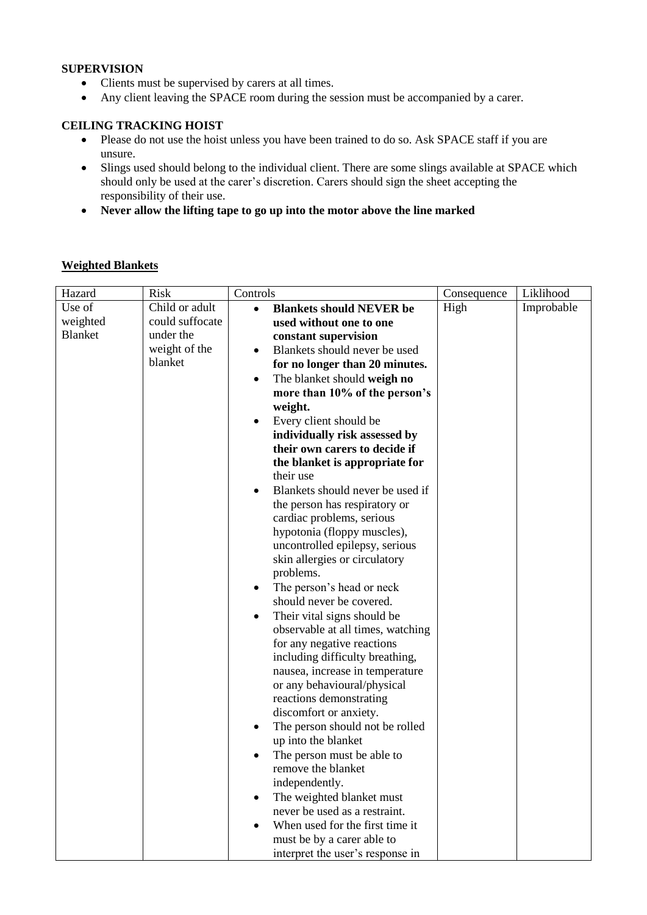**SUPERVISION**

- Clients must be supervised by carers at all times.
- Any client leaving the SPACE room during the session must be accompanied by a carer.

**CEILING TRACKING HOIST**

- Please do not use the hoist unless you have been trained to do so. Ask SPACE staff if you are unsure.
- Slings used should belong to the individual client. There are some slings available at SPACE which should only be used at the carer's discretion. Carers should sign the sheet accepting the responsibility of their use.
- **Never allow the lifting tape to go up into the motor above the line marked**

**Weighted Blankets**

| Hazard | Risk | Controls | Consequence | Liklihood |
|---|---|---|---|---|
| Use of weighted Blanket | Child or adult could suffocate under the weight of the blanket | • **Blankets should NEVER be used without one to one constant supervision**<br>• Blankets should never be used **for no longer than 20 minutes.**<br>• The blanket should **weigh no more than 10% of the person's weight.**<br>• Every client should be **individually risk assessed by their own carers to decide if the blanket is appropriate for** their use<br>• Blankets should never be used if the person has respiratory or cardiac problems, serious hypotonia (floppy muscles), uncontrolled epilepsy, serious skin allergies or circulatory problems.<br>• The person's head or neck should never be covered.<br>• Their vital signs should be observable at all times, watching for any negative reactions including difficulty breathing, nausea, increase in temperature or any behavioural/physical reactions demonstrating discomfort or anxiety.<br>• The person should not be rolled up into the blanket<br>• The person must be able to remove the blanket independently.<br>• The weighted blanket must never be used as a restraint.<br>• When used for the first time it must be by a carer able to interpret the user's response in | High | Improbable |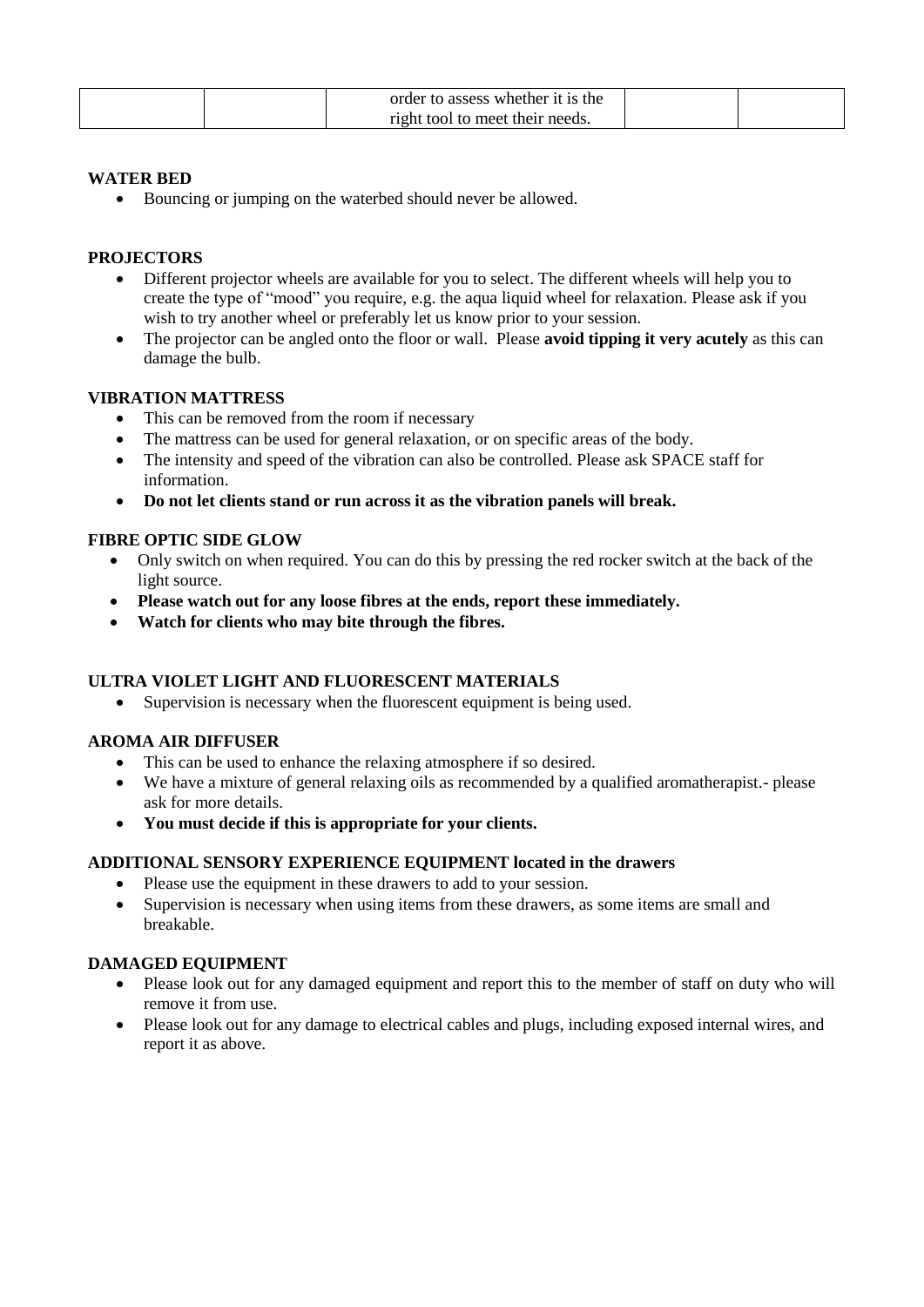| | | | | |
|---|---|---|---|---|
| | | order to assess whether it is the right tool to meet their needs. | | |

**WATER BED**

- Bouncing or jumping on the waterbed should never be allowed.

**PROJECTORS**

- Different projector wheels are available for you to select. The different wheels will help you to create the type of "mood" you require, e.g. the aqua liquid wheel for relaxation. Please ask if you wish to try another wheel or preferably let us know prior to your session.
- The projector can be angled onto the floor or wall. Please **avoid tipping it very acutely** as this can damage the bulb.

**VIBRATION MATTRESS**

- This can be removed from the room if necessary
- The mattress can be used for general relaxation, or on specific areas of the body.
- The intensity and speed of the vibration can also be controlled. Please ask SPACE staff for information.
- **Do not let clients stand or run across it as the vibration panels will break.**

**FIBRE OPTIC SIDE GLOW**

- Only switch on when required. You can do this by pressing the red rocker switch at the back of the light source.
- **Please watch out for any loose fibres at the ends, report these immediately.**
- **Watch for clients who may bite through the fibres.**

**ULTRA VIOLET LIGHT AND FLUORESCENT MATERIALS**

- Supervision is necessary when the fluorescent equipment is being used.

**AROMA AIR DIFFUSER**

- This can be used to enhance the relaxing atmosphere if so desired.
- We have a mixture of general relaxing oils as recommended by a qualified aromatherapist.- please ask for more details.
- **You must decide if this is appropriate for your clients.**

**ADDITIONAL SENSORY EXPERIENCE EQUIPMENT located in the drawers**

- Please use the equipment in these drawers to add to your session.
- Supervision is necessary when using items from these drawers, as some items are small and breakable.

**DAMAGED EQUIPMENT**

- Please look out for any damaged equipment and report this to the member of staff on duty who will remove it from use.
- Please look out for any damage to electrical cables and plugs, including exposed internal wires, and report it as above.